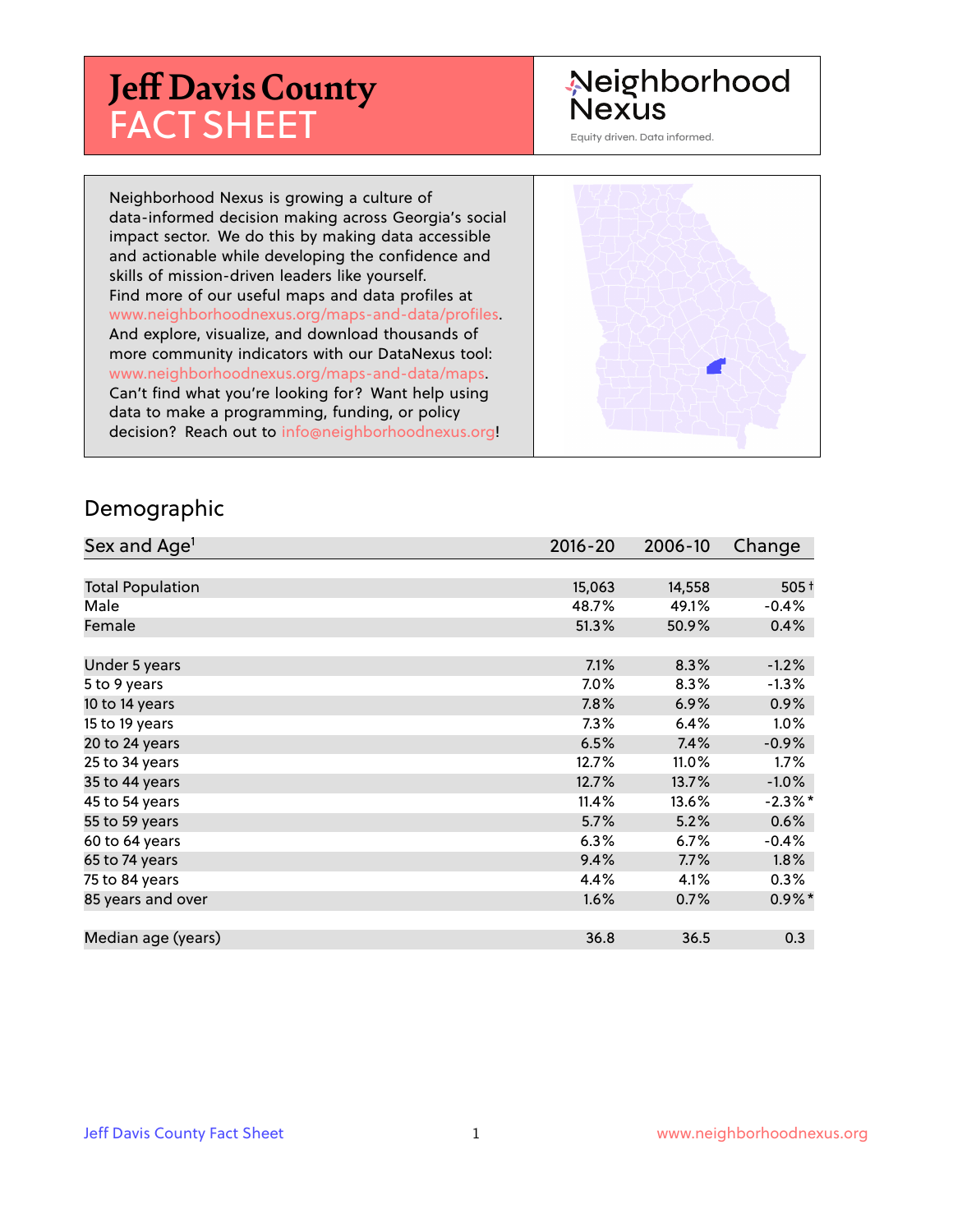# Jeff Davis County FACT SHEET

Neighborhood Nexus

Equity driven. Data informed.

Neighborhood Nexus is growing a culture of data-informed decision making across Georgia's social impact sector. We do this by making data accessible and actionable while developing the confidence and skills of mission-driven leaders like yourself. Find more of our useful maps and data profiles at www.neighborhoodnexus.org/maps-and-data/profiles. And explore, visualize, and download thousands of more community indicators with our DataNexus tool: www.neighborhoodnexus.org/maps-and-data/maps. Can't find what you're looking for? Want help using data to make a programming, funding, or policy decision? Reach out to info@neighborhoodnexus.org!

## Demographic

| Sex and Age[1] | 2016-20 | 2006-10 | Change |
|---|---|---|---|
| Total Population | 15,063 | 14,558 | 505† |
| Male | 48.7% | 49.1% | -0.4% |
| Female | 51.3% | 50.9% | 0.4% |
| | | | |
| Under 5 years | 7.1% | 8.3% | -1.2% |
| 5 to 9 years | 7.0% | 8.3% | -1.3% |
| 10 to 14 years | 7.8% | 6.9% | 0.9% |
| 15 to 19 years | 7.3% | 6.4% | 1.0% |
| 20 to 24 years | 6.5% | 7.4% | -0.9% |
| 25 to 34 years | 12.7% | 11.0% | 1.7% |
| 35 to 44 years | 12.7% | 13.7% | -1.0% |
| 45 to 54 years | 11.4% | 13.6% | -2.3%* |
| 55 to 59 years | 5.7% | 5.2% | 0.6% |
| 60 to 64 years | 6.3% | 6.7% | -0.4% |
| 65 to 74 years | 9.4% | 7.7% | 1.8% |
| 75 to 84 years | 4.4% | 4.1% | 0.3% |
| 85 years and over | 1.6% | 0.7% | 0.9%* |
| | | | |
| Median age (years) | 36.8 | 36.5 | 0.3 |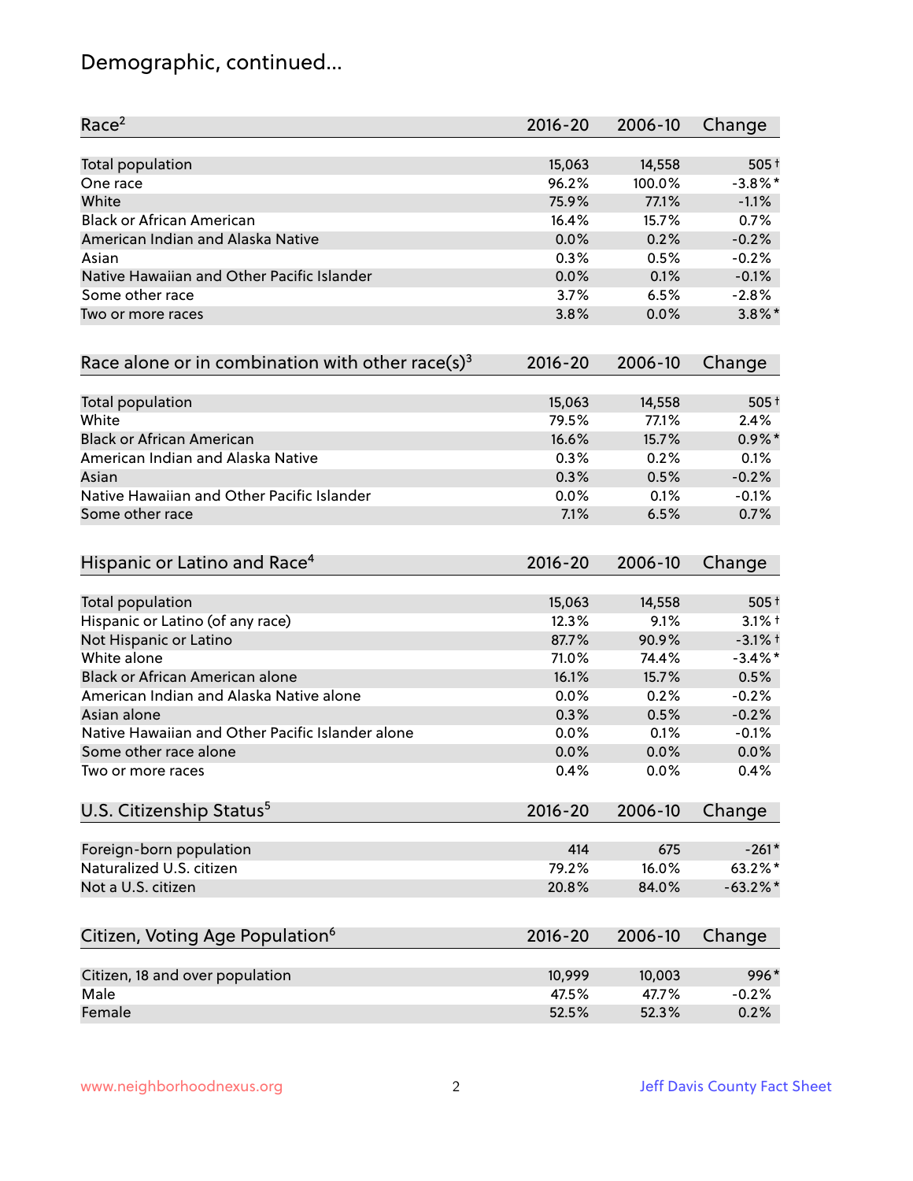# Demographic, continued...

| Race[2] | 2016-20 | 2006-10 | Change |
|---|---|---|---|
| Total population | 15,063 | 14,558 | 505† |
| One race | 96.2% | 100.0% | -3.8%* |
| White | 75.9% | 77.1% | -1.1% |
| Black or African American | 16.4% | 15.7% | 0.7% |
| American Indian and Alaska Native | 0.0% | 0.2% | -0.2% |
| Asian | 0.3% | 0.5% | -0.2% |
| Native Hawaiian and Other Pacific Islander | 0.0% | 0.1% | -0.1% |
| Some other race | 3.7% | 6.5% | -2.8% |
| Two or more races | 3.8% | 0.0% | 3.8%* |

| Race alone or in combination with other race(s)[3] | 2016-20 | 2006-10 | Change |
|---|---|---|---|
| Total population | 15,063 | 14,558 | 505† |
| White | 79.5% | 77.1% | 2.4% |
| Black or African American | 16.6% | 15.7% | 0.9%* |
| American Indian and Alaska Native | 0.3% | 0.2% | 0.1% |
| Asian | 0.3% | 0.5% | -0.2% |
| Native Hawaiian and Other Pacific Islander | 0.0% | 0.1% | -0.1% |
| Some other race | 7.1% | 6.5% | 0.7% |

| Hispanic or Latino and Race[4] | 2016-20 | 2006-10 | Change |
|---|---|---|---|
| Total population | 15,063 | 14,558 | 505† |
| Hispanic or Latino (of any race) | 12.3% | 9.1% | 3.1%† |
| Not Hispanic or Latino | 87.7% | 90.9% | -3.1%† |
| White alone | 71.0% | 74.4% | -3.4%* |
| Black or African American alone | 16.1% | 15.7% | 0.5% |
| American Indian and Alaska Native alone | 0.0% | 0.2% | -0.2% |
| Asian alone | 0.3% | 0.5% | -0.2% |
| Native Hawaiian and Other Pacific Islander alone | 0.0% | 0.1% | -0.1% |
| Some other race alone | 0.0% | 0.0% | 0.0% |
| Two or more races | 0.4% | 0.0% | 0.4% |

| U.S. Citizenship Status[5] | 2016-20 | 2006-10 | Change |
|---|---|---|---|
| Foreign-born population | 414 | 675 | -261* |
| Naturalized U.S. citizen | 79.2% | 16.0% | 63.2%* |
| Not a U.S. citizen | 20.8% | 84.0% | -63.2%* |

| Citizen, Voting Age Population[6] | 2016-20 | 2006-10 | Change |
|---|---|---|---|
| Citizen, 18 and over population | 10,999 | 10,003 | 996* |
| Male | 47.5% | 47.7% | -0.2% |
| Female | 52.5% | 52.3% | 0.2% |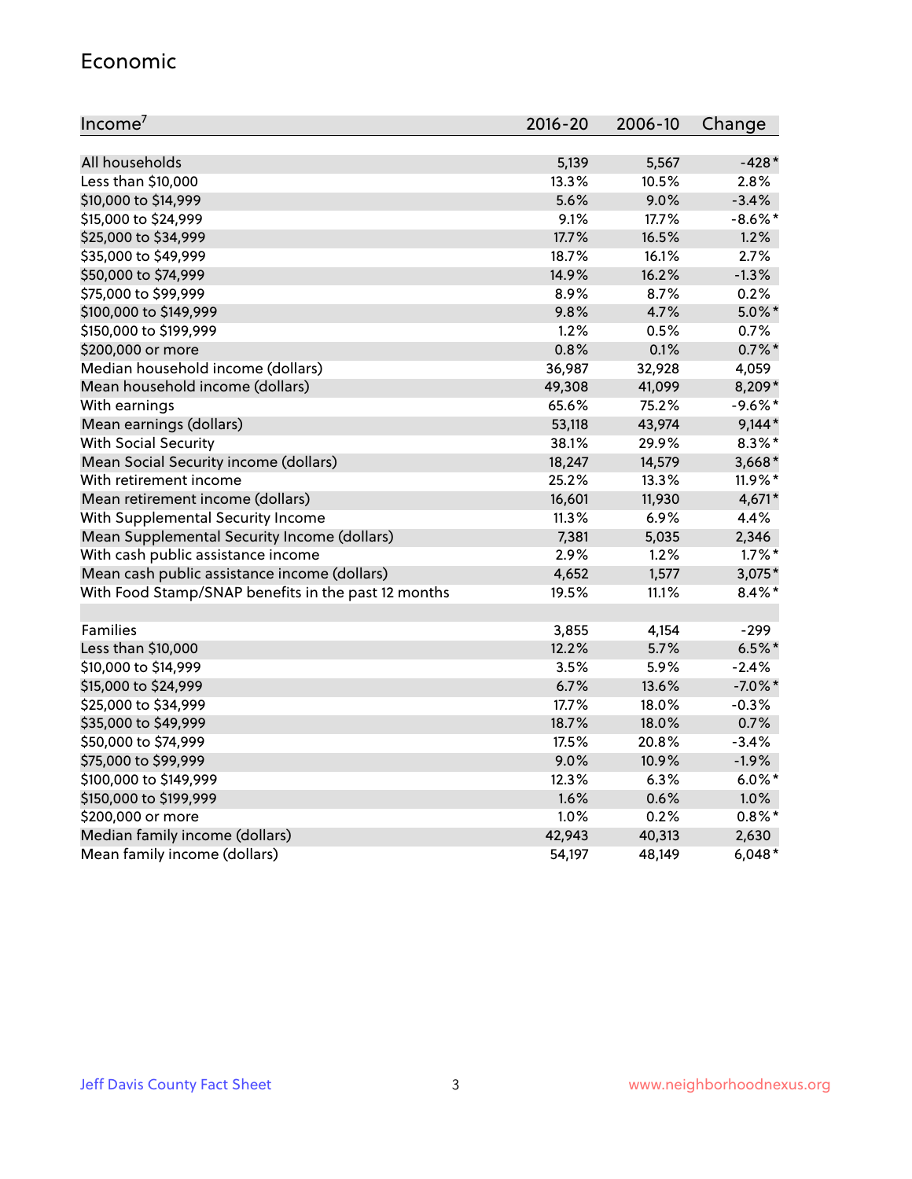## Economic

| Income[7] | 2016-20 | 2006-10 | Change |
|---|---|---|---|
| All households | 5,139 | 5,567 | -428* |
| Less than $10,000 | 13.3% | 10.5% | 2.8% |
| $10,000 to $14,999 | 5.6% | 9.0% | -3.4% |
| $15,000 to $24,999 | 9.1% | 17.7% | -8.6%* |
| $25,000 to $34,999 | 17.7% | 16.5% | 1.2% |
| $35,000 to $49,999 | 18.7% | 16.1% | 2.7% |
| $50,000 to $74,999 | 14.9% | 16.2% | -1.3% |
| $75,000 to $99,999 | 8.9% | 8.7% | 0.2% |
| $100,000 to $149,999 | 9.8% | 4.7% | 5.0%* |
| $150,000 to $199,999 | 1.2% | 0.5% | 0.7% |
| $200,000 or more | 0.8% | 0.1% | 0.7%* |
| Median household income (dollars) | 36,987 | 32,928 | 4,059 |
| Mean household income (dollars) | 49,308 | 41,099 | 8,209* |
| With earnings | 65.6% | 75.2% | -9.6%* |
| Mean earnings (dollars) | 53,118 | 43,974 | 9,144* |
| With Social Security | 38.1% | 29.9% | 8.3%* |
| Mean Social Security income (dollars) | 18,247 | 14,579 | 3,668* |
| With retirement income | 25.2% | 13.3% | 11.9%* |
| Mean retirement income (dollars) | 16,601 | 11,930 | 4,671* |
| With Supplemental Security Income | 11.3% | 6.9% | 4.4% |
| Mean Supplemental Security Income (dollars) | 7,381 | 5,035 | 2,346 |
| With cash public assistance income | 2.9% | 1.2% | 1.7%* |
| Mean cash public assistance income (dollars) | 4,652 | 1,577 | 3,075* |
| With Food Stamp/SNAP benefits in the past 12 months | 19.5% | 11.1% | 8.4%* |
| | | | |
| Families | 3,855 | 4,154 | -299 |
| Less than $10,000 | 12.2% | 5.7% | 6.5%* |
| $10,000 to $14,999 | 3.5% | 5.9% | -2.4% |
| $15,000 to $24,999 | 6.7% | 13.6% | -7.0%* |
| $25,000 to $34,999 | 17.7% | 18.0% | -0.3% |
| $35,000 to $49,999 | 18.7% | 18.0% | 0.7% |
| $50,000 to $74,999 | 17.5% | 20.8% | -3.4% |
| $75,000 to $99,999 | 9.0% | 10.9% | -1.9% |
| $100,000 to $149,999 | 12.3% | 6.3% | 6.0%* |
| $150,000 to $199,999 | 1.6% | 0.6% | 1.0% |
| $200,000 or more | 1.0% | 0.2% | 0.8%* |
| Median family income (dollars) | 42,943 | 40,313 | 2,630 |
| Mean family income (dollars) | 54,197 | 48,149 | 6,048* |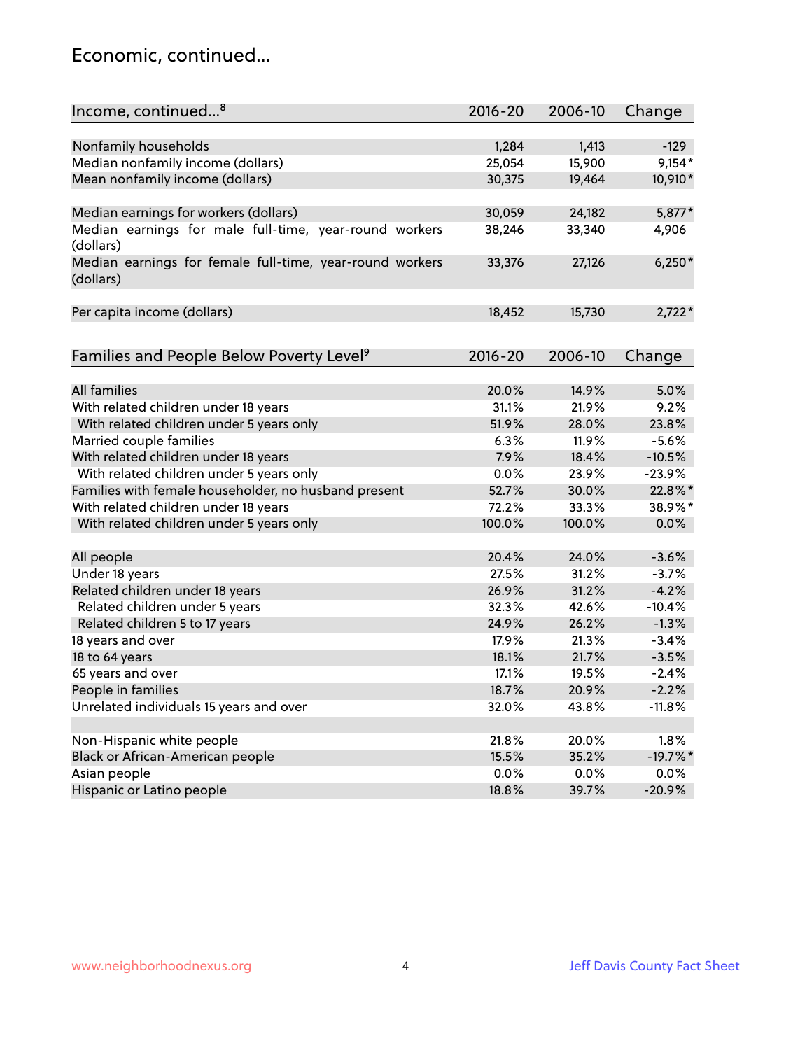# Economic, continued...

| Income, continued...[8] | 2016-20 | 2006-10 | Change |
|---|---|---|---|
| Nonfamily households | 1,284 | 1,413 | -129 |
| Median nonfamily income (dollars) | 25,054 | 15,900 | 9,154* |
| Mean nonfamily income (dollars) | 30,375 | 19,464 | 10,910* |
| Median earnings for workers (dollars) | 30,059 | 24,182 | 5,877* |
| Median earnings for male full-time, year-round workers (dollars) | 38,246 | 33,340 | 4,906 |
| Median earnings for female full-time, year-round workers (dollars) | 33,376 | 27,126 | 6,250* |
| Per capita income (dollars) | 18,452 | 15,730 | 2,722* |

| Families and People Below Poverty Level[9] | 2016-20 | 2006-10 | Change |
|---|---|---|---|
| All families | 20.0% | 14.9% | 5.0% |
| With related children under 18 years | 31.1% | 21.9% | 9.2% |
| With related children under 5 years only | 51.9% | 28.0% | 23.8% |
| Married couple families | 6.3% | 11.9% | -5.6% |
| With related children under 18 years | 7.9% | 18.4% | -10.5% |
| With related children under 5 years only | 0.0% | 23.9% | -23.9% |
| Families with female householder, no husband present | 52.7% | 30.0% | 22.8%* |
| With related children under 18 years | 72.2% | 33.3% | 38.9%* |
| With related children under 5 years only | 100.0% | 100.0% | 0.0% |
| All people | 20.4% | 24.0% | -3.6% |
| Under 18 years | 27.5% | 31.2% | -3.7% |
| Related children under 18 years | 26.9% | 31.2% | -4.2% |
| Related children under 5 years | 32.3% | 42.6% | -10.4% |
| Related children 5 to 17 years | 24.9% | 26.2% | -1.3% |
| 18 years and over | 17.9% | 21.3% | -3.4% |
| 18 to 64 years | 18.1% | 21.7% | -3.5% |
| 65 years and over | 17.1% | 19.5% | -2.4% |
| People in families | 18.7% | 20.9% | -2.2% |
| Unrelated individuals 15 years and over | 32.0% | 43.8% | -11.8% |
| Non-Hispanic white people | 21.8% | 20.0% | 1.8% |
| Black or African-American people | 15.5% | 35.2% | -19.7%* |
| Asian people | 0.0% | 0.0% | 0.0% |
| Hispanic or Latino people | 18.8% | 39.7% | -20.9% |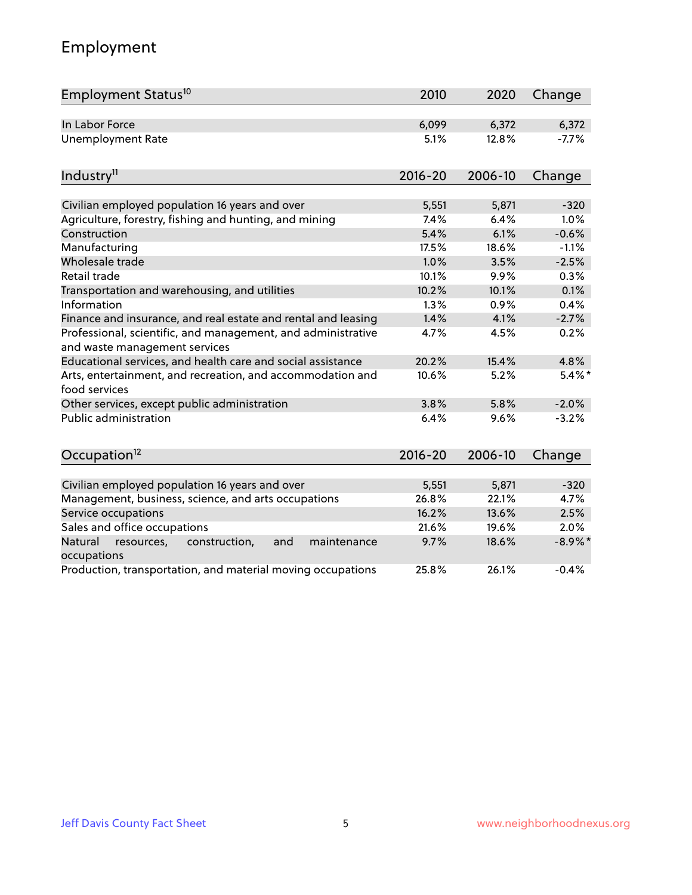## Employment

| Employment Status[10] | 2010 | 2020 | Change |
|---|---|---|---|
| In Labor Force | 6,099 | 6,372 | 6,372 |
| Unemployment Rate | 5.1% | 12.8% | -7.7% |

| Industry[11] | 2016-20 | 2006-10 | Change |
|---|---|---|---|
| Civilian employed population 16 years and over | 5,551 | 5,871 | -320 |
| Agriculture, forestry, fishing and hunting, and mining | 7.4% | 6.4% | 1.0% |
| Construction | 5.4% | 6.1% | -0.6% |
| Manufacturing | 17.5% | 18.6% | -1.1% |
| Wholesale trade | 1.0% | 3.5% | -2.5% |
| Retail trade | 10.1% | 9.9% | 0.3% |
| Transportation and warehousing, and utilities | 10.2% | 10.1% | 0.1% |
| Information | 1.3% | 0.9% | 0.4% |
| Finance and insurance, and real estate and rental and leasing | 1.4% | 4.1% | -2.7% |
| Professional, scientific, and management, and administrative and waste management services | 4.7% | 4.5% | 0.2% |
| Educational services, and health care and social assistance | 20.2% | 15.4% | 4.8% |
| Arts, entertainment, and recreation, and accommodation and food services | 10.6% | 5.2% | 5.4%* |
| Other services, except public administration | 3.8% | 5.8% | -2.0% |
| Public administration | 6.4% | 9.6% | -3.2% |

| Occupation[12] | 2016-20 | 2006-10 | Change |
|---|---|---|---|
| Civilian employed population 16 years and over | 5,551 | 5,871 | -320 |
| Management, business, science, and arts occupations | 26.8% | 22.1% | 4.7% |
| Service occupations | 16.2% | 13.6% | 2.5% |
| Sales and office occupations | 21.6% | 19.6% | 2.0% |
| Natural resources, construction, and maintenance occupations | 9.7% | 18.6% | -8.9%* |
| Production, transportation, and material moving occupations | 25.8% | 26.1% | -0.4% |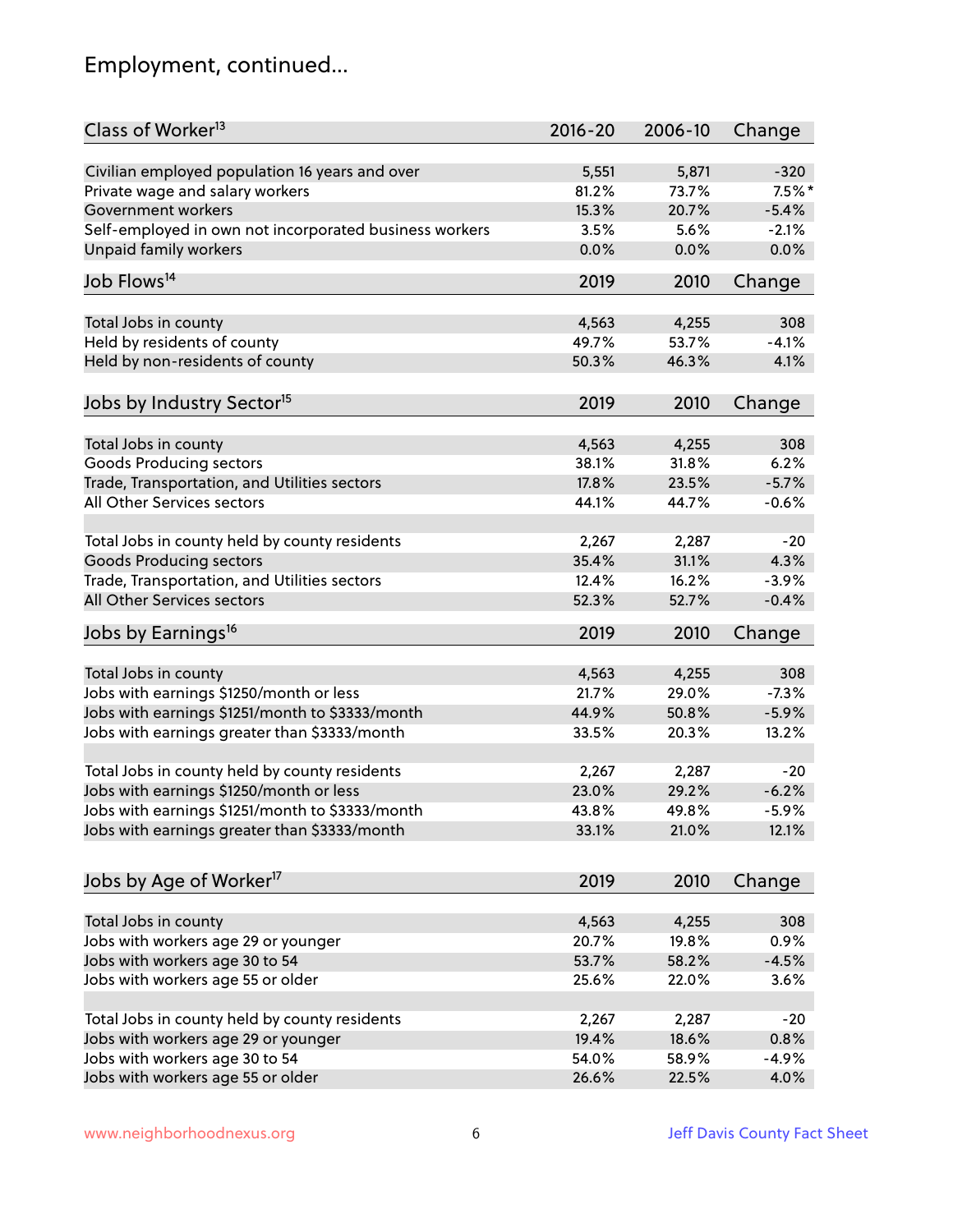# Employment, continued...

| Class of Worker[13] | 2016-20 | 2006-10 | Change |
|---|---|---|---|
| Civilian employed population 16 years and over | 5,551 | 5,871 | -320 |
| Private wage and salary workers | 81.2% | 73.7% | 7.5%* |
| Government workers | 15.3% | 20.7% | -5.4% |
| Self-employed in own not incorporated business workers | 3.5% | 5.6% | -2.1% |
| Unpaid family workers | 0.0% | 0.0% | 0.0% |

| Job Flows[14] | 2019 | 2010 | Change |
|---|---|---|---|
| Total Jobs in county | 4,563 | 4,255 | 308 |
| Held by residents of county | 49.7% | 53.7% | -4.1% |
| Held by non-residents of county | 50.3% | 46.3% | 4.1% |

| Jobs by Industry Sector[15] | 2019 | 2010 | Change |
|---|---|---|---|
| Total Jobs in county | 4,563 | 4,255 | 308 |
| Goods Producing sectors | 38.1% | 31.8% | 6.2% |
| Trade, Transportation, and Utilities sectors | 17.8% | 23.5% | -5.7% |
| All Other Services sectors | 44.1% | 44.7% | -0.6% |
| | | | |
| Total Jobs in county held by county residents | 2,267 | 2,287 | -20 |
| Goods Producing sectors | 35.4% | 31.1% | 4.3% |
| Trade, Transportation, and Utilities sectors | 12.4% | 16.2% | -3.9% |
| All Other Services sectors | 52.3% | 52.7% | -0.4% |

| Jobs by Earnings[16] | 2019 | 2010 | Change |
|---|---|---|---|
| Total Jobs in county | 4,563 | 4,255 | 308 |
| Jobs with earnings $1250/month or less | 21.7% | 29.0% | -7.3% |
| Jobs with earnings $1251/month to $3333/month | 44.9% | 50.8% | -5.9% |
| Jobs with earnings greater than $3333/month | 33.5% | 20.3% | 13.2% |
| | | | |
| Total Jobs in county held by county residents | 2,267 | 2,287 | -20 |
| Jobs with earnings $1250/month or less | 23.0% | 29.2% | -6.2% |
| Jobs with earnings $1251/month to $3333/month | 43.8% | 49.8% | -5.9% |
| Jobs with earnings greater than $3333/month | 33.1% | 21.0% | 12.1% |

| Jobs by Age of Worker[17] | 2019 | 2010 | Change |
|---|---|---|---|
| Total Jobs in county | 4,563 | 4,255 | 308 |
| Jobs with workers age 29 or younger | 20.7% | 19.8% | 0.9% |
| Jobs with workers age 30 to 54 | 53.7% | 58.2% | -4.5% |
| Jobs with workers age 55 or older | 25.6% | 22.0% | 3.6% |
| | | | |
| Total Jobs in county held by county residents | 2,267 | 2,287 | -20 |
| Jobs with workers age 29 or younger | 19.4% | 18.6% | 0.8% |
| Jobs with workers age 30 to 54 | 54.0% | 58.9% | -4.9% |
| Jobs with workers age 55 or older | 26.6% | 22.5% | 4.0% |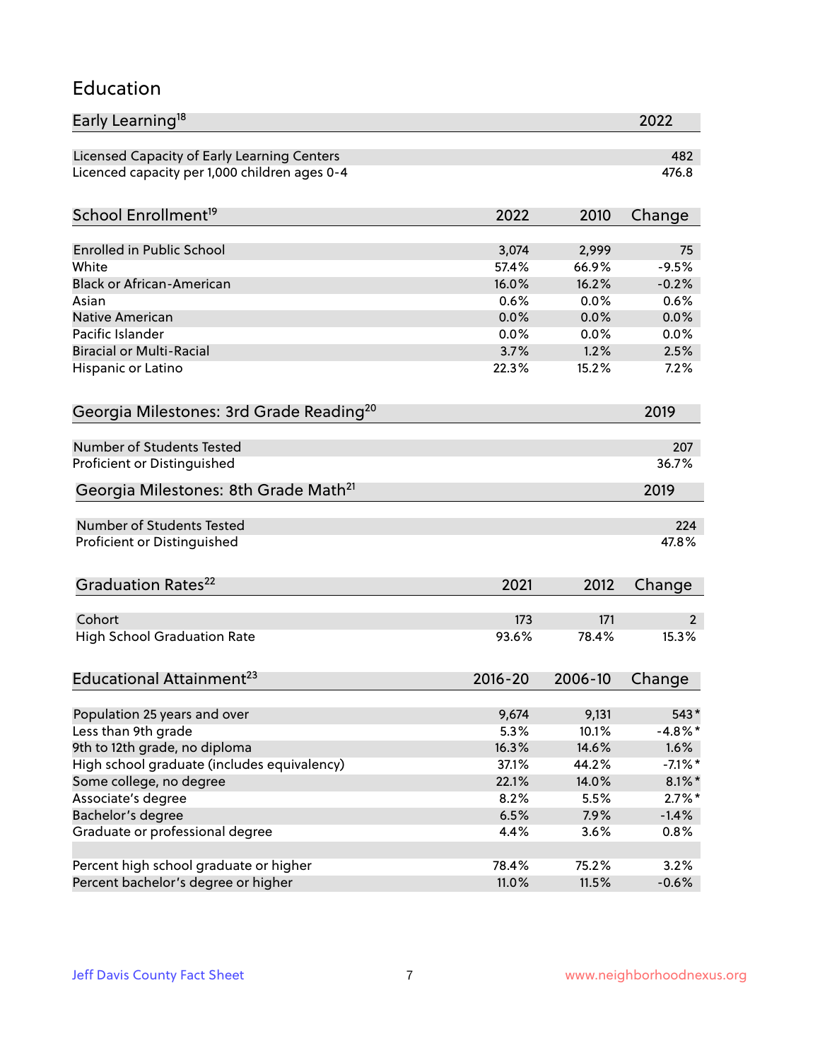## Education

| Early Learning[18] | 2022 |
|---|---|
| Licensed Capacity of Early Learning Centers | 482 |
| Licenced capacity per 1,000 children ages 0-4 | 476.8 |

| School Enrollment[19] | 2022 | 2010 | Change |
|---|---|---|---|
| Enrolled in Public School | 3,074 | 2,999 | 75 |
| White | 57.4% | 66.9% | -9.5% |
| Black or African-American | 16.0% | 16.2% | -0.2% |
| Asian | 0.6% | 0.0% | 0.6% |
| Native American | 0.0% | 0.0% | 0.0% |
| Pacific Islander | 0.0% | 0.0% | 0.0% |
| Biracial or Multi-Racial | 3.7% | 1.2% | 2.5% |
| Hispanic or Latino | 22.3% | 15.2% | 7.2% |

| Georgia Milestones: 3rd Grade Reading[20] | 2019 |
|---|---|
| Number of Students Tested | 207 |
| Proficient or Distinguished | 36.7% |

| Georgia Milestones: 8th Grade Math[21] | 2019 |
|---|---|
| Number of Students Tested | 224 |
| Proficient or Distinguished | 47.8% |

| Graduation Rates[22] | 2021 | 2012 | Change |
|---|---|---|---|
| Cohort | 173 | 171 | 2 |
| High School Graduation Rate | 93.6% | 78.4% | 15.3% |

| Educational Attainment[23] | 2016-20 | 2006-10 | Change |
|---|---|---|---|
| Population 25 years and over | 9,674 | 9,131 | 543* |
| Less than 9th grade | 5.3% | 10.1% | -4.8%* |
| 9th to 12th grade, no diploma | 16.3% | 14.6% | 1.6% |
| High school graduate (includes equivalency) | 37.1% | 44.2% | -7.1%* |
| Some college, no degree | 22.1% | 14.0% | 8.1%* |
| Associate's degree | 8.2% | 5.5% | 2.7%* |
| Bachelor's degree | 6.5% | 7.9% | -1.4% |
| Graduate or professional degree | 4.4% | 3.6% | 0.8% |
| | | | |
| Percent high school graduate or higher | 78.4% | 75.2% | 3.2% |
| Percent bachelor's degree or higher | 11.0% | 11.5% | -0.6% |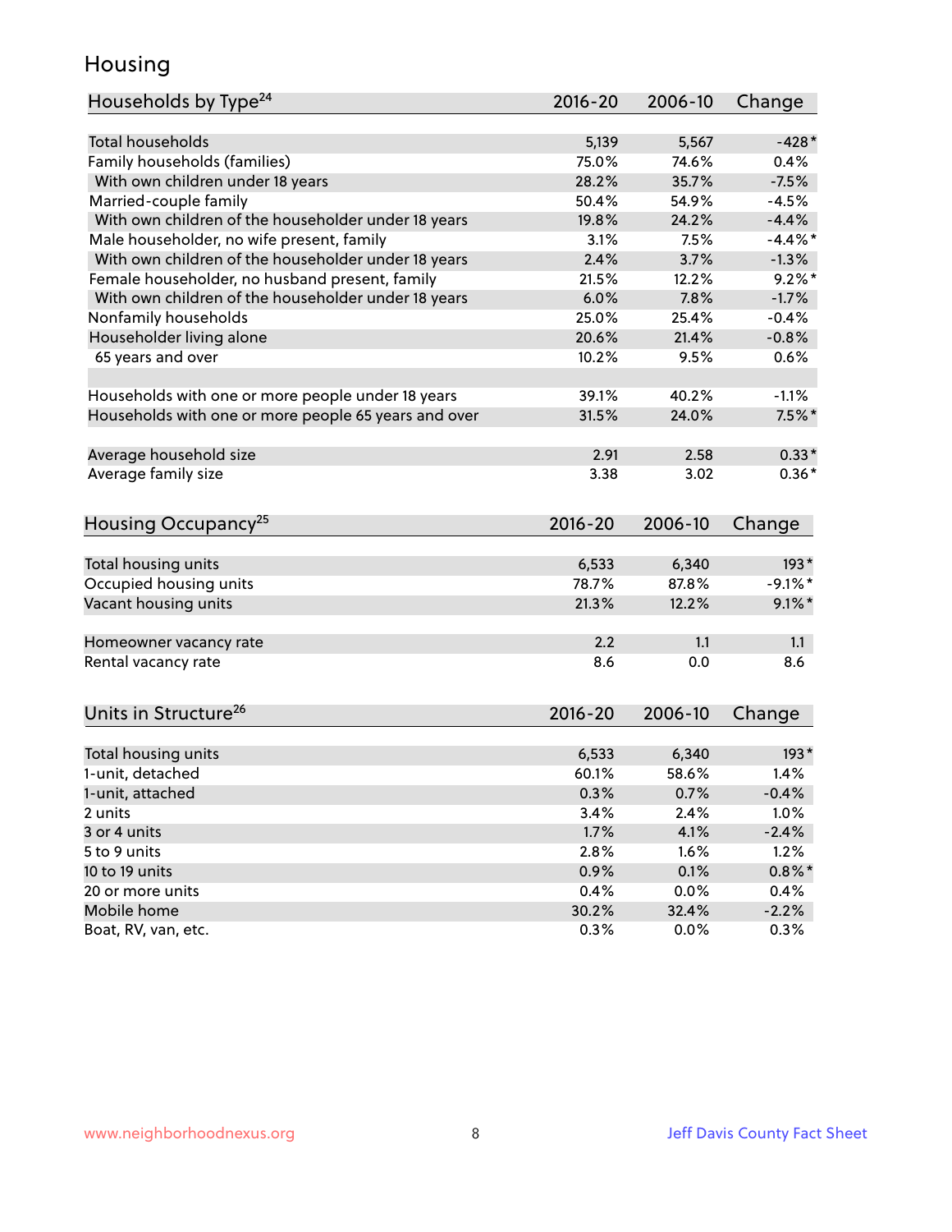## Housing

| Households by Type[24] | 2016-20 | 2006-10 | Change |
|---|---|---|---|
| Total households | 5,139 | 5,567 | -428* |
| Family households (families) | 75.0% | 74.6% | 0.4% |
| With own children under 18 years | 28.2% | 35.7% | -7.5% |
| Married-couple family | 50.4% | 54.9% | -4.5% |
| With own children of the householder under 18 years | 19.8% | 24.2% | -4.4% |
| Male householder, no wife present, family | 3.1% | 7.5% | -4.4%* |
| With own children of the householder under 18 years | 2.4% | 3.7% | -1.3% |
| Female householder, no husband present, family | 21.5% | 12.2% | 9.2%* |
| With own children of the householder under 18 years | 6.0% | 7.8% | -1.7% |
| Nonfamily households | 25.0% | 25.4% | -0.4% |
| Householder living alone | 20.6% | 21.4% | -0.8% |
| 65 years and over | 10.2% | 9.5% | 0.6% |
| | | | |
| Households with one or more people under 18 years | 39.1% | 40.2% | -1.1% |
| Households with one or more people 65 years and over | 31.5% | 24.0% | 7.5%* |
| | | | |
| Average household size | 2.91 | 2.58 | 0.33* |
| Average family size | 3.38 | 3.02 | 0.36* |

| Housing Occupancy[25] | 2016-20 | 2006-10 | Change |
|---|---|---|---|
| Total housing units | 6,533 | 6,340 | 193* |
| Occupied housing units | 78.7% | 87.8% | -9.1%* |
| Vacant housing units | 21.3% | 12.2% | 9.1%* |
| | | | |
| Homeowner vacancy rate | 2.2 | 1.1 | 1.1 |
| Rental vacancy rate | 8.6 | 0.0 | 8.6 |

| Units in Structure[26] | 2016-20 | 2006-10 | Change |
|---|---|---|---|
| Total housing units | 6,533 | 6,340 | 193* |
| 1-unit, detached | 60.1% | 58.6% | 1.4% |
| 1-unit, attached | 0.3% | 0.7% | -0.4% |
| 2 units | 3.4% | 2.4% | 1.0% |
| 3 or 4 units | 1.7% | 4.1% | -2.4% |
| 5 to 9 units | 2.8% | 1.6% | 1.2% |
| 10 to 19 units | 0.9% | 0.1% | 0.8%* |
| 20 or more units | 0.4% | 0.0% | 0.4% |
| Mobile home | 30.2% | 32.4% | -2.2% |
| Boat, RV, van, etc. | 0.3% | 0.0% | 0.3% |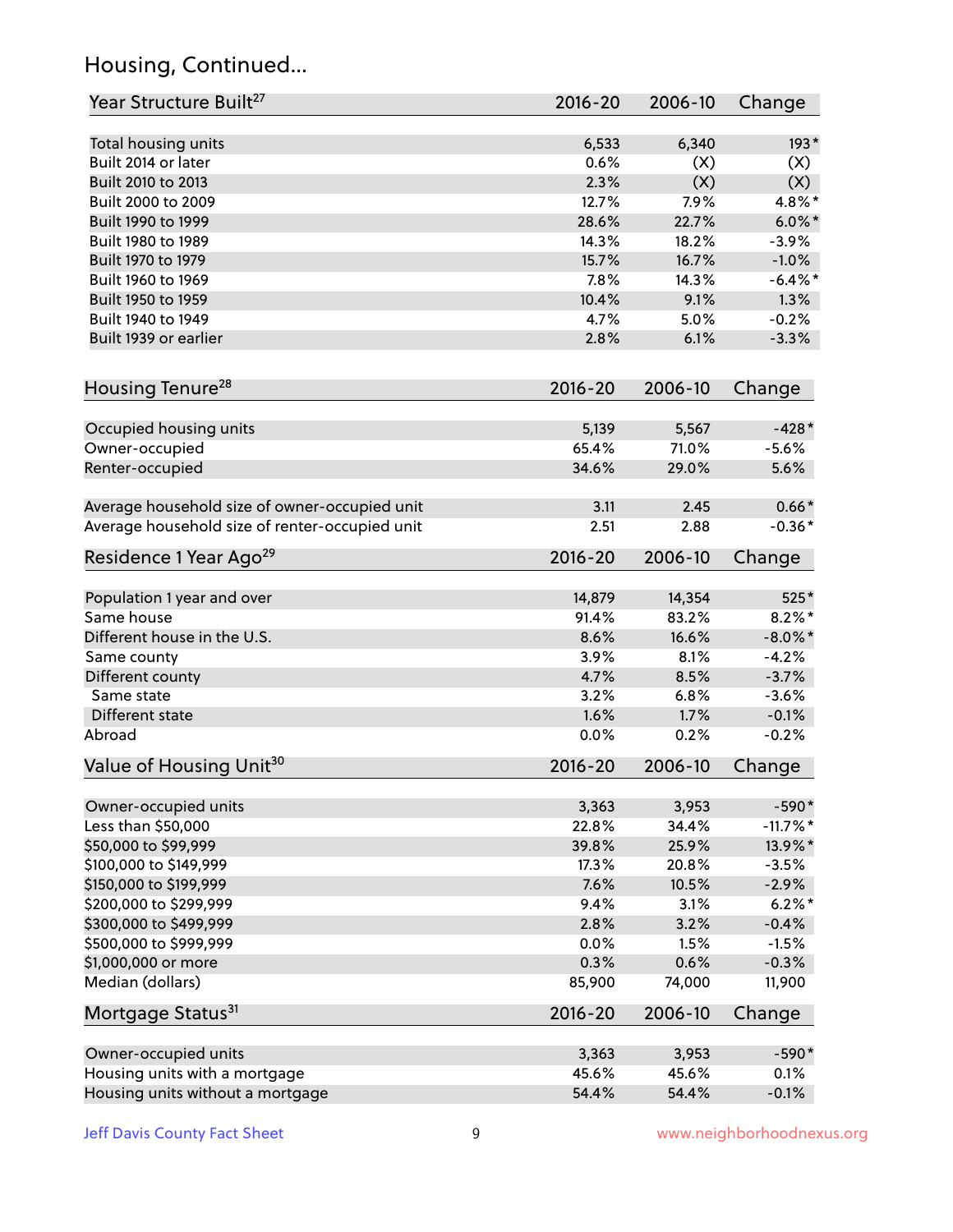## Housing, Continued...

| Year Structure Built[27] | 2016-20 | 2006-10 | Change |
|---|---|---|---|
| Total housing units | 6,533 | 6,340 | 193* |
| Built 2014 or later | 0.6% | (X) | (X) |
| Built 2010 to 2013 | 2.3% | (X) | (X) |
| Built 2000 to 2009 | 12.7% | 7.9% | 4.8%* |
| Built 1990 to 1999 | 28.6% | 22.7% | 6.0%* |
| Built 1980 to 1989 | 14.3% | 18.2% | -3.9% |
| Built 1970 to 1979 | 15.7% | 16.7% | -1.0% |
| Built 1960 to 1969 | 7.8% | 14.3% | -6.4%* |
| Built 1950 to 1959 | 10.4% | 9.1% | 1.3% |
| Built 1940 to 1949 | 4.7% | 5.0% | -0.2% |
| Built 1939 or earlier | 2.8% | 6.1% | -3.3% |

| Housing Tenure[28] | 2016-20 | 2006-10 | Change |
|---|---|---|---|
| Occupied housing units | 5,139 | 5,567 | -428* |
| Owner-occupied | 65.4% | 71.0% | -5.6% |
| Renter-occupied | 34.6% | 29.0% | 5.6% |
| Average household size of owner-occupied unit | 3.11 | 2.45 | 0.66* |
| Average household size of renter-occupied unit | 2.51 | 2.88 | -0.36* |

| Residence 1 Year Ago[29] | 2016-20 | 2006-10 | Change |
|---|---|---|---|
| Population 1 year and over | 14,879 | 14,354 | 525* |
| Same house | 91.4% | 83.2% | 8.2%* |
| Different house in the U.S. | 8.6% | 16.6% | -8.0%* |
| Same county | 3.9% | 8.1% | -4.2% |
| Different county | 4.7% | 8.5% | -3.7% |
| Same state | 3.2% | 6.8% | -3.6% |
| Different state | 1.6% | 1.7% | -0.1% |
| Abroad | 0.0% | 0.2% | -0.2% |

| Value of Housing Unit[30] | 2016-20 | 2006-10 | Change |
|---|---|---|---|
| Owner-occupied units | 3,363 | 3,953 | -590* |
| Less than $50,000 | 22.8% | 34.4% | -11.7%* |
| $50,000 to $99,999 | 39.8% | 25.9% | 13.9%* |
| $100,000 to $149,999 | 17.3% | 20.8% | -3.5% |
| $150,000 to $199,999 | 7.6% | 10.5% | -2.9% |
| $200,000 to $299,999 | 9.4% | 3.1% | 6.2%* |
| $300,000 to $499,999 | 2.8% | 3.2% | -0.4% |
| $500,000 to $999,999 | 0.0% | 1.5% | -1.5% |
| $1,000,000 or more | 0.3% | 0.6% | -0.3% |
| Median (dollars) | 85,900 | 74,000 | 11,900 |

| Mortgage Status[31] | 2016-20 | 2006-10 | Change |
|---|---|---|---|
| Owner-occupied units | 3,363 | 3,953 | -590* |
| Housing units with a mortgage | 45.6% | 45.6% | 0.1% |
| Housing units without a mortgage | 54.4% | 54.4% | -0.1% |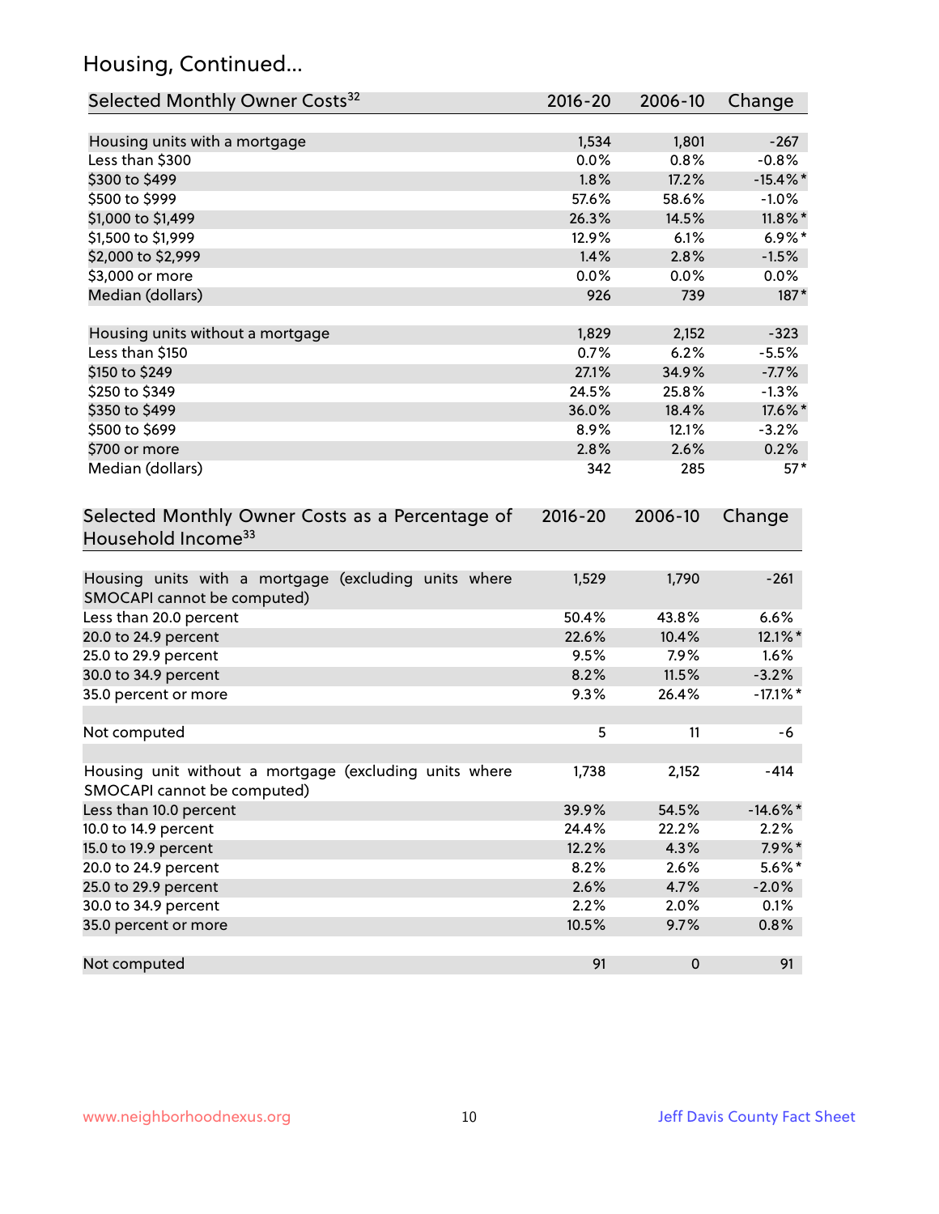## Housing, Continued...

| Selected Monthly Owner Costs[32] | 2016-20 | 2006-10 | Change |
|---|---|---|---|
| Housing units with a mortgage | 1,534 | 1,801 | -267 |
| Less than $300 | 0.0% | 0.8% | -0.8% |
| $300 to $499 | 1.8% | 17.2% | -15.4%* |
| $500 to $999 | 57.6% | 58.6% | -1.0% |
| $1,000 to $1,499 | 26.3% | 14.5% | 11.8%* |
| $1,500 to $1,999 | 12.9% | 6.1% | 6.9%* |
| $2,000 to $2,999 | 1.4% | 2.8% | -1.5% |
| $3,000 or more | 0.0% | 0.0% | 0.0% |
| Median (dollars) | 926 | 739 | 187* |
| | | | |
| Housing units without a mortgage | 1,829 | 2,152 | -323 |
| Less than $150 | 0.7% | 6.2% | -5.5% |
| $150 to $249 | 27.1% | 34.9% | -7.7% |
| $250 to $349 | 24.5% | 25.8% | -1.3% |
| $350 to $499 | 36.0% | 18.4% | 17.6%* |
| $500 to $699 | 8.9% | 12.1% | -3.2% |
| $700 or more | 2.8% | 2.6% | 0.2% |
| Median (dollars) | 342 | 285 | 57* |

| Selected Monthly Owner Costs as a Percentage of Household Income[33] | 2016-20 | 2006-10 | Change |
|---|---|---|---|
| Housing units with a mortgage (excluding units where SMOCAPI cannot be computed) | 1,529 | 1,790 | -261 |
| Less than 20.0 percent | 50.4% | 43.8% | 6.6% |
| 20.0 to 24.9 percent | 22.6% | 10.4% | 12.1%* |
| 25.0 to 29.9 percent | 9.5% | 7.9% | 1.6% |
| 30.0 to 34.9 percent | 8.2% | 11.5% | -3.2% |
| 35.0 percent or more | 9.3% | 26.4% | -17.1%* |
| | | | |
| Not computed | 5 | 11 | -6 |
| | | | |
| Housing unit without a mortgage (excluding units where SMOCAPI cannot be computed) | 1,738 | 2,152 | -414 |
| Less than 10.0 percent | 39.9% | 54.5% | -14.6%* |
| 10.0 to 14.9 percent | 24.4% | 22.2% | 2.2% |
| 15.0 to 19.9 percent | 12.2% | 4.3% | 7.9%* |
| 20.0 to 24.9 percent | 8.2% | 2.6% | 5.6%* |
| 25.0 to 29.9 percent | 2.6% | 4.7% | -2.0% |
| 30.0 to 34.9 percent | 2.2% | 2.0% | 0.1% |
| 35.0 percent or more | 10.5% | 9.7% | 0.8% |
| | | | |
| Not computed | 91 | 0 | 91 |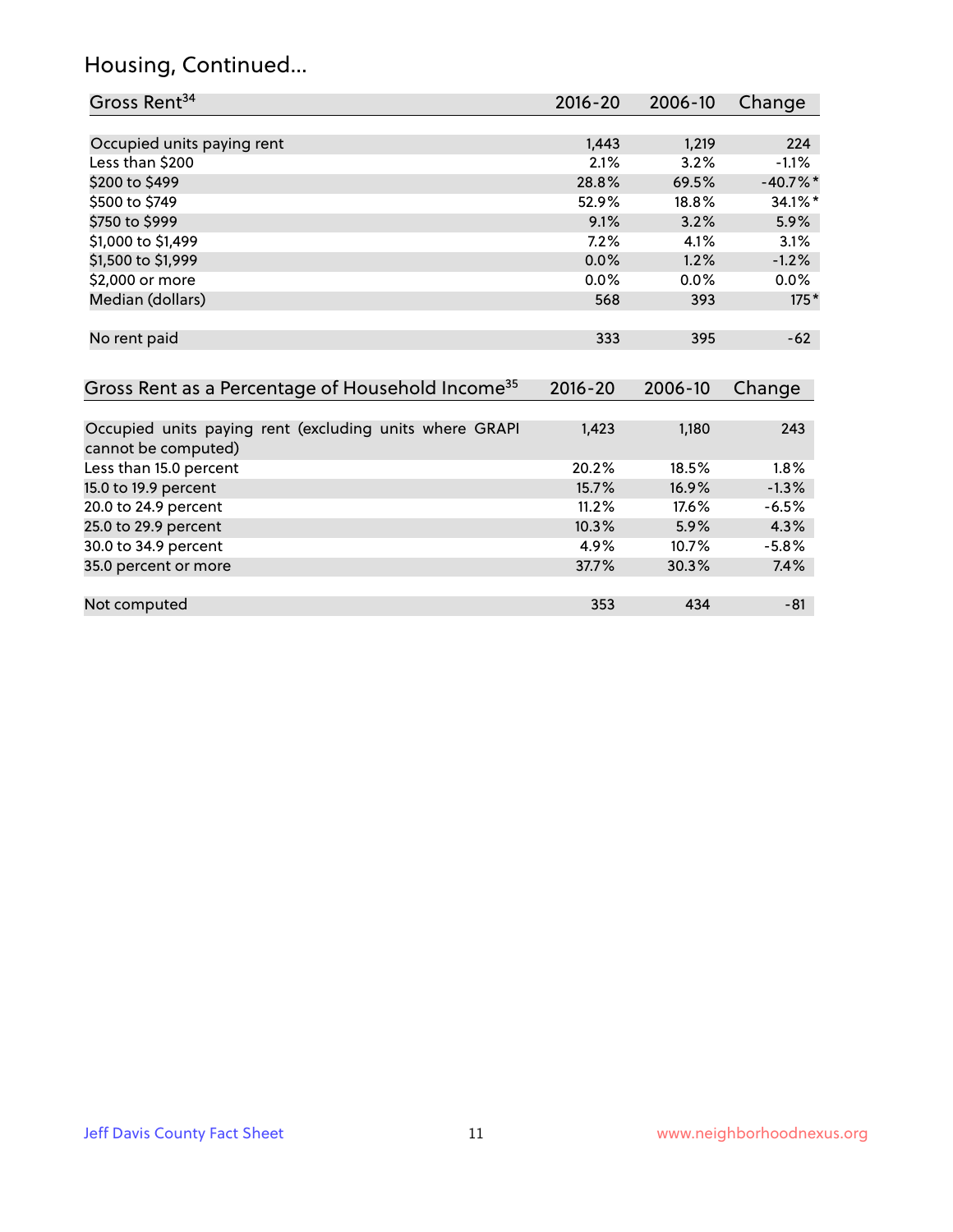## Housing, Continued...

| Gross Rent[34] | 2016-20 | 2006-10 | Change |
|---|---|---|---|
| | | | |
| Occupied units paying rent | 1,443 | 1,219 | 224 |
| Less than $200 | 2.1% | 3.2% | -1.1% |
| $200 to $499 | 28.8% | 69.5% | -40.7%* |
| $500 to $749 | 52.9% | 18.8% | 34.1%* |
| $750 to $999 | 9.1% | 3.2% | 5.9% |
| $1,000 to $1,499 | 7.2% | 4.1% | 3.1% |
| $1,500 to $1,999 | 0.0% | 1.2% | -1.2% |
| $2,000 or more | 0.0% | 0.0% | 0.0% |
| Median (dollars) | 568 | 393 | 175* |
| | | | |
| No rent paid | 333 | 395 | -62 |

| Gross Rent as a Percentage of Household Income[35] | 2016-20 | 2006-10 | Change |
|---|---|---|---|
| | | | |
| Occupied units paying rent (excluding units where GRAPI cannot be computed) | 1,423 | 1,180 | 243 |
| Less than 15.0 percent | 20.2% | 18.5% | 1.8% |
| 15.0 to 19.9 percent | 15.7% | 16.9% | -1.3% |
| 20.0 to 24.9 percent | 11.2% | 17.6% | -6.5% |
| 25.0 to 29.9 percent | 10.3% | 5.9% | 4.3% |
| 30.0 to 34.9 percent | 4.9% | 10.7% | -5.8% |
| 35.0 percent or more | 37.7% | 30.3% | 7.4% |
| | | | |
| Not computed | 353 | 434 | -81 |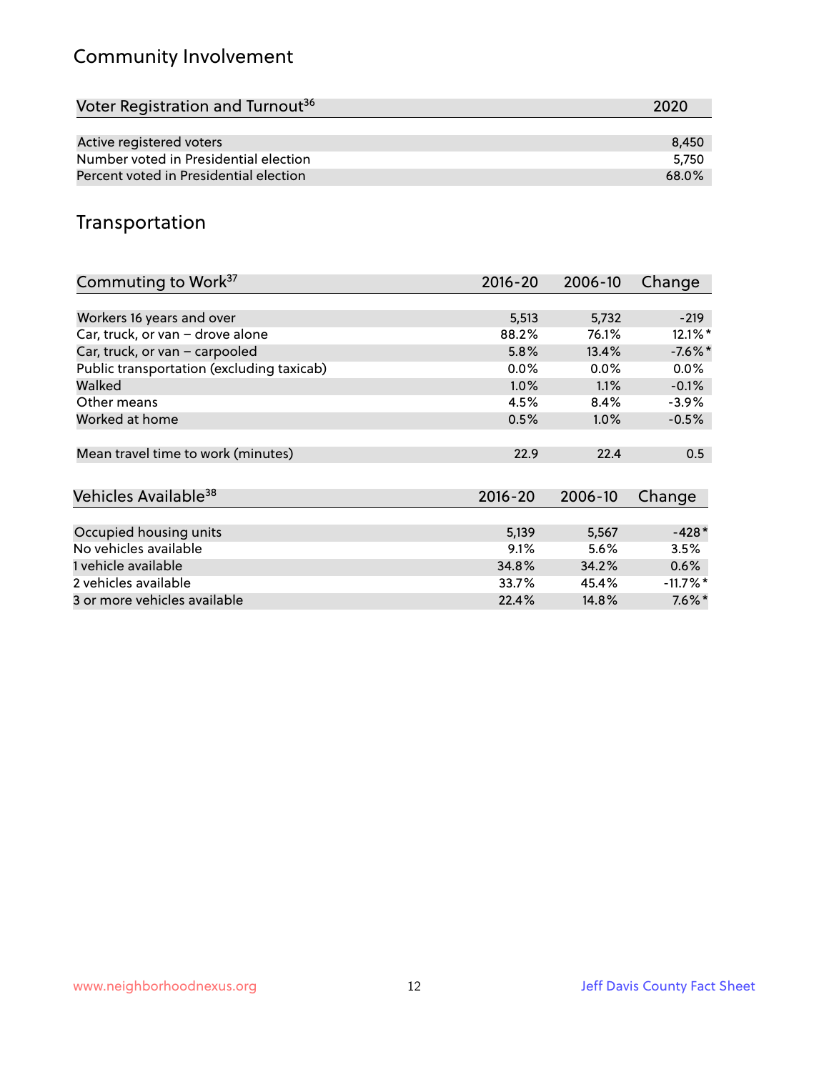## Community Involvement

| Voter Registration and Turnout[36] | 2020 |
|---|---|
| Active registered voters | 8,450 |
| Number voted in Presidential election | 5,750 |
| Percent voted in Presidential election | 68.0% |

## Transportation

| Commuting to Work[37] | 2016-20 | 2006-10 | Change |
|---|---|---|---|
| Workers 16 years and over | 5,513 | 5,732 | -219 |
| Car, truck, or van – drove alone | 88.2% | 76.1% | 12.1%* |
| Car, truck, or van – carpooled | 5.8% | 13.4% | -7.6%* |
| Public transportation (excluding taxicab) | 0.0% | 0.0% | 0.0% |
| Walked | 1.0% | 1.1% | -0.1% |
| Other means | 4.5% | 8.4% | -3.9% |
| Worked at home | 0.5% | 1.0% | -0.5% |
| Mean travel time to work (minutes) | 22.9 | 22.4 | 0.5 |

| Vehicles Available[38] | 2016-20 | 2006-10 | Change |
|---|---|---|---|
| Occupied housing units | 5,139 | 5,567 | -428* |
| No vehicles available | 9.1% | 5.6% | 3.5% |
| 1 vehicle available | 34.8% | 34.2% | 0.6% |
| 2 vehicles available | 33.7% | 45.4% | -11.7%* |
| 3 or more vehicles available | 22.4% | 14.8% | 7.6%* |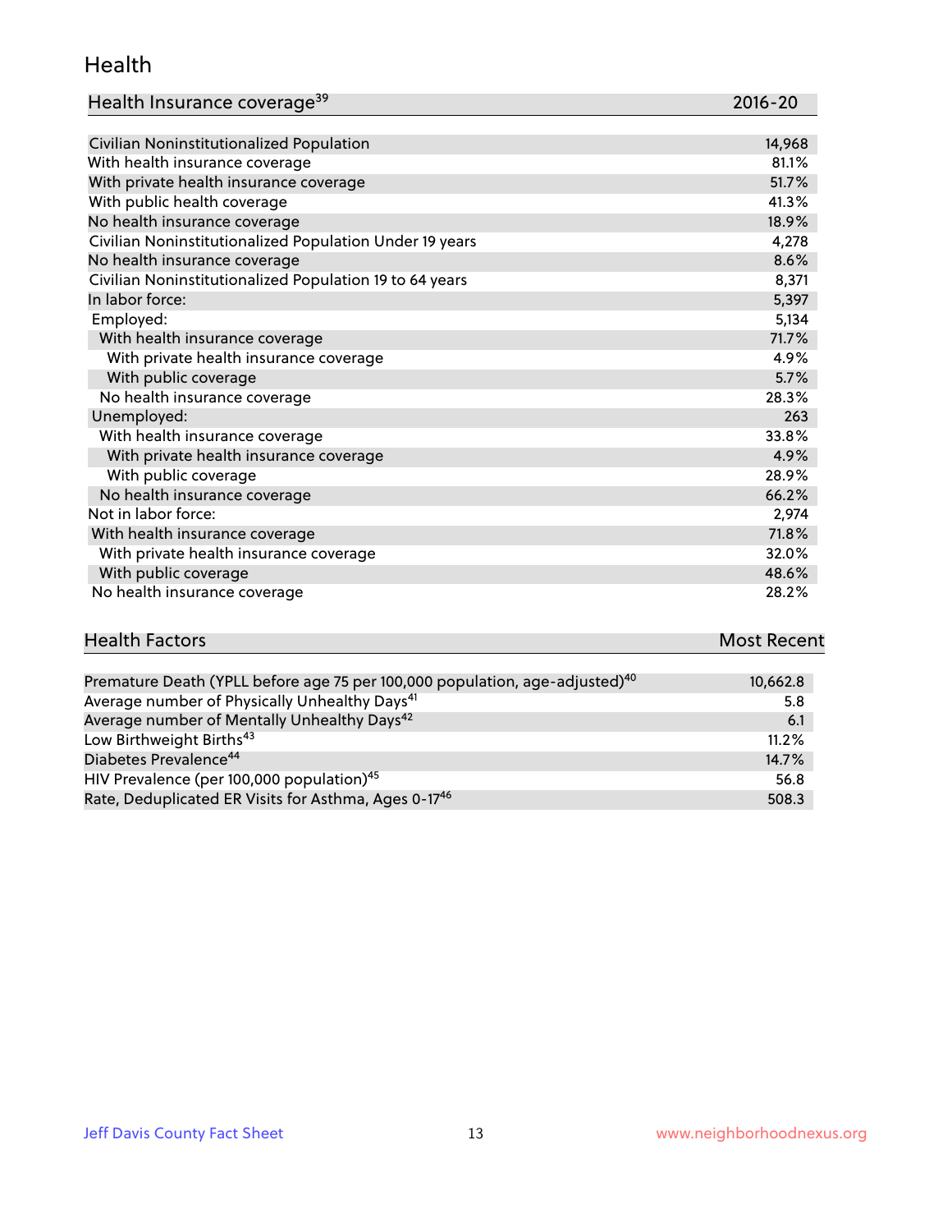## Health

| Health Insurance coverage[39] | 2016-20 |
| --- | --- |
| Civilian Noninstitutionalized Population | 14,968 |
| With health insurance coverage | 81.1% |
| With private health insurance coverage | 51.7% |
| With public health coverage | 41.3% |
| No health insurance coverage | 18.9% |
| Civilian Noninstitutionalized Population Under 19 years | 4,278 |
| No health insurance coverage | 8.6% |
| Civilian Noninstitutionalized Population 19 to 64 years | 8,371 |
| In labor force: | 5,397 |
| Employed: | 5,134 |
| With health insurance coverage | 71.7% |
| With private health insurance coverage | 4.9% |
| With public coverage | 5.7% |
| No health insurance coverage | 28.3% |
| Unemployed: | 263 |
| With health insurance coverage | 33.8% |
| With private health insurance coverage | 4.9% |
| With public coverage | 28.9% |
| No health insurance coverage | 66.2% |
| Not in labor force: | 2,974 |
| With health insurance coverage | 71.8% |
| With private health insurance coverage | 32.0% |
| With public coverage | 48.6% |
| No health insurance coverage | 28.2% |

| Health Factors | Most Recent |
| --- | --- |
| Premature Death (YPLL before age 75 per 100,000 population, age-adjusted)[40] | 10,662.8 |
| Average number of Physically Unhealthy Days[41] | 5.8 |
| Average number of Mentally Unhealthy Days[42] | 6.1 |
| Low Birthweight Births[43] | 11.2% |
| Diabetes Prevalence[44] | 14.7% |
| HIV Prevalence (per 100,000 population)[45] | 56.8 |
| Rate, Deduplicated ER Visits for Asthma, Ages 0-17[46] | 508.3 |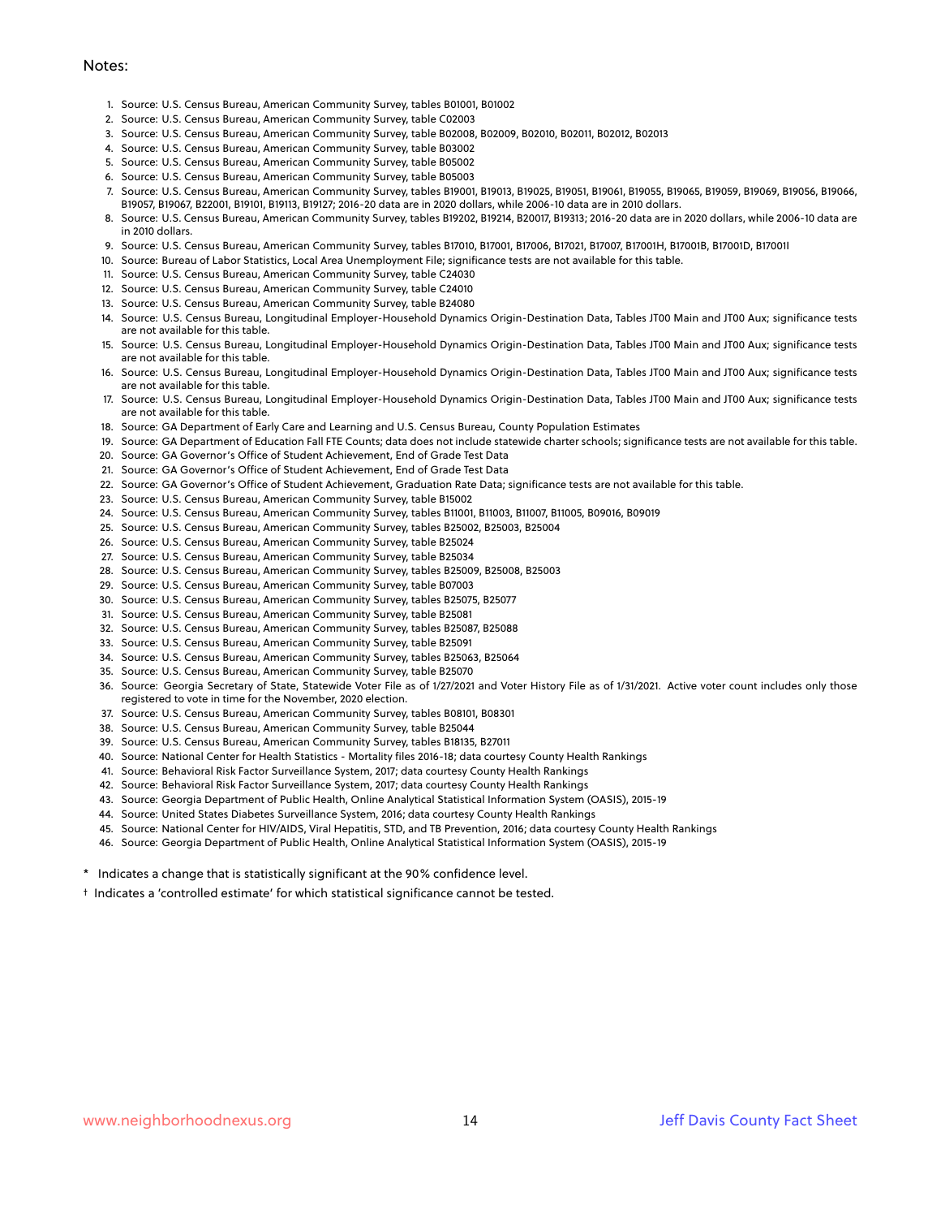Notes:

1. Source: U.S. Census Bureau, American Community Survey, tables B01001, B01002
2. Source: U.S. Census Bureau, American Community Survey, table C02003
3. Source: U.S. Census Bureau, American Community Survey, table B02008, B02009, B02010, B02011, B02012, B02013
4. Source: U.S. Census Bureau, American Community Survey, table B03002
5. Source: U.S. Census Bureau, American Community Survey, table B05002
6. Source: U.S. Census Bureau, American Community Survey, table B05003
7. Source: U.S. Census Bureau, American Community Survey, tables B19001, B19013, B19025, B19051, B19061, B19055, B19065, B19059, B19069, B19056, B19066, B19057, B19067, B22001, B19101, B19113, B19127; 2016-20 data are in 2020 dollars, while 2006-10 data are in 2010 dollars.
8. Source: U.S. Census Bureau, American Community Survey, tables B19202, B19214, B20017, B19313; 2016-20 data are in 2020 dollars, while 2006-10 data are in 2010 dollars.
9. Source: U.S. Census Bureau, American Community Survey, tables B17010, B17001, B17006, B17021, B17007, B17001H, B17001B, B17001D, B17001I
10. Source: Bureau of Labor Statistics, Local Area Unemployment File; significance tests are not available for this table.
11. Source: U.S. Census Bureau, American Community Survey, table C24030
12. Source: U.S. Census Bureau, American Community Survey, table C24010
13. Source: U.S. Census Bureau, American Community Survey, table B24080
14. Source: U.S. Census Bureau, Longitudinal Employer-Household Dynamics Origin-Destination Data, Tables JT00 Main and JT00 Aux; significance tests are not available for this table.
15. Source: U.S. Census Bureau, Longitudinal Employer-Household Dynamics Origin-Destination Data, Tables JT00 Main and JT00 Aux; significance tests are not available for this table.
16. Source: U.S. Census Bureau, Longitudinal Employer-Household Dynamics Origin-Destination Data, Tables JT00 Main and JT00 Aux; significance tests are not available for this table.
17. Source: U.S. Census Bureau, Longitudinal Employer-Household Dynamics Origin-Destination Data, Tables JT00 Main and JT00 Aux; significance tests are not available for this table.
18. Source: GA Department of Early Care and Learning and U.S. Census Bureau, County Population Estimates
19. Source: GA Department of Education Fall FTE Counts; data does not include statewide charter schools; significance tests are not available for this table.
20. Source: GA Governor's Office of Student Achievement, End of Grade Test Data
21. Source: GA Governor's Office of Student Achievement, End of Grade Test Data
22. Source: GA Governor's Office of Student Achievement, Graduation Rate Data; significance tests are not available for this table.
23. Source: U.S. Census Bureau, American Community Survey, table B15002
24. Source: U.S. Census Bureau, American Community Survey, tables B11001, B11003, B11007, B11005, B09016, B09019
25. Source: U.S. Census Bureau, American Community Survey, tables B25002, B25003, B25004
26. Source: U.S. Census Bureau, American Community Survey, table B25024
27. Source: U.S. Census Bureau, American Community Survey, table B25034
28. Source: U.S. Census Bureau, American Community Survey, tables B25009, B25008, B25003
29. Source: U.S. Census Bureau, American Community Survey, table B07003
30. Source: U.S. Census Bureau, American Community Survey, tables B25075, B25077
31. Source: U.S. Census Bureau, American Community Survey, table B25081
32. Source: U.S. Census Bureau, American Community Survey, tables B25087, B25088
33. Source: U.S. Census Bureau, American Community Survey, table B25091
34. Source: U.S. Census Bureau, American Community Survey, tables B25063, B25064
35. Source: U.S. Census Bureau, American Community Survey, table B25070
36. Source: Georgia Secretary of State, Statewide Voter File as of 1/27/2021 and Voter History File as of 1/31/2021. Active voter count includes only those registered to vote in time for the November, 2020 election.
37. Source: U.S. Census Bureau, American Community Survey, tables B08101, B08301
38. Source: U.S. Census Bureau, American Community Survey, table B25044
39. Source: U.S. Census Bureau, American Community Survey, tables B18135, B27011
40. Source: National Center for Health Statistics - Mortality files 2016-18; data courtesy County Health Rankings
41. Source: Behavioral Risk Factor Surveillance System, 2017; data courtesy County Health Rankings
42. Source: Behavioral Risk Factor Surveillance System, 2017; data courtesy County Health Rankings
43. Source: Georgia Department of Public Health, Online Analytical Statistical Information System (OASIS), 2015-19
44. Source: United States Diabetes Surveillance System, 2016; data courtesy County Health Rankings
45. Source: National Center for HIV/AIDS, Viral Hepatitis, STD, and TB Prevention, 2016; data courtesy County Health Rankings
46. Source: Georgia Department of Public Health, Online Analytical Statistical Information System (OASIS), 2015-19

\* Indicates a change that is statistically significant at the 90% confidence level.

† Indicates a 'controlled estimate' for which statistical significance cannot be tested.